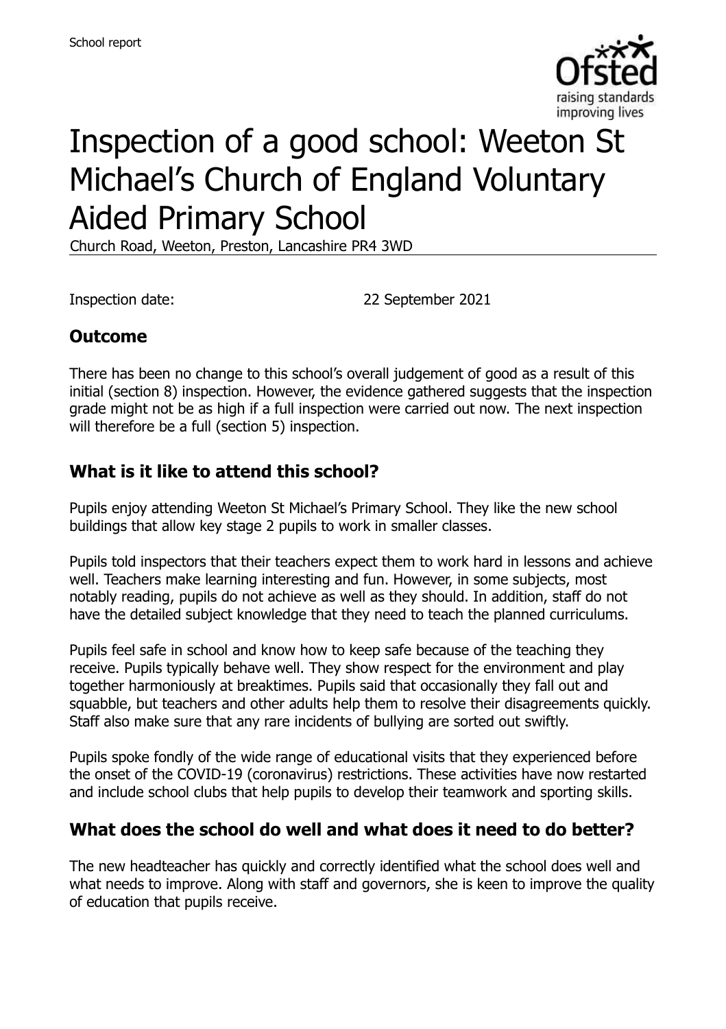School report

# Inspection of a good school: Weeton St Michael's Church of England Voluntary Aided Primary School

Church Road, Weeton, Preston, Lancashire PR4 3WD

Inspection date: 22 September 2021

## Outcome

There has been no change to this school's overall judgement of good as a result of this initial (section 8) inspection. However, the evidence gathered suggests that the inspection grade might not be as high if a full inspection were carried out now. The next inspection will therefore be a full (section 5) inspection.

## What is it like to attend this school?

Pupils enjoy attending Weeton St Michael's Primary School. They like the new school buildings that allow key stage 2 pupils to work in smaller classes.

Pupils told inspectors that their teachers expect them to work hard in lessons and achieve well. Teachers make learning interesting and fun. However, in some subjects, most notably reading, pupils do not achieve as well as they should. In addition, staff do not have the detailed subject knowledge that they need to teach the planned curriculums.

Pupils feel safe in school and know how to keep safe because of the teaching they receive. Pupils typically behave well. They show respect for the environment and play together harmoniously at breaktimes. Pupils said that occasionally they fall out and squabble, but teachers and other adults help them to resolve their disagreements quickly. Staff also make sure that any rare incidents of bullying are sorted out swiftly.

Pupils spoke fondly of the wide range of educational visits that they experienced before the onset of the COVID-19 (coronavirus) restrictions. These activities have now restarted and include school clubs that help pupils to develop their teamwork and sporting skills.

## What does the school do well and what does it need to do better?

The new headteacher has quickly and correctly identified what the school does well and what needs to improve. Along with staff and governors, she is keen to improve the quality of education that pupils receive.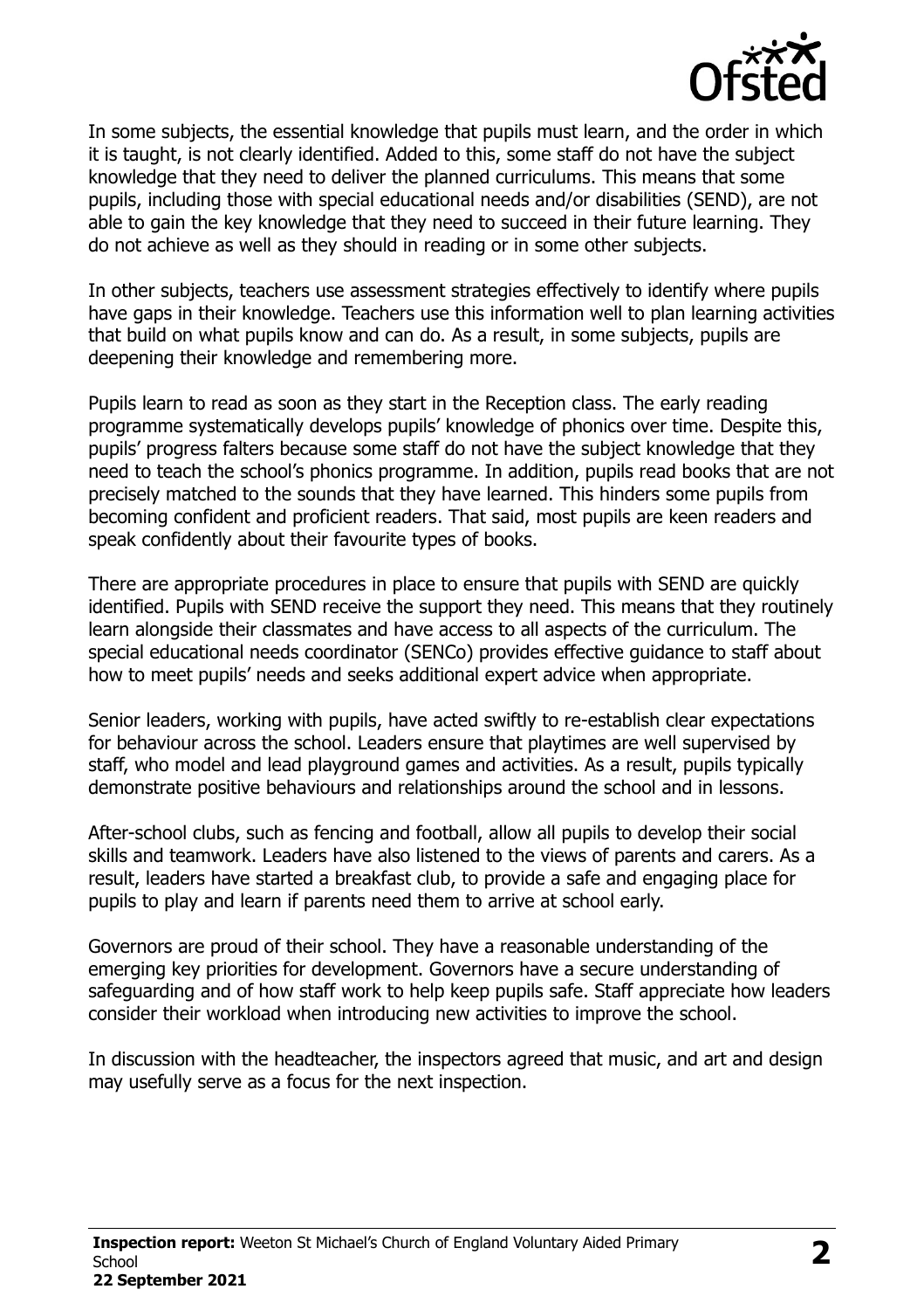In some subjects, the essential knowledge that pupils must learn, and the order in which it is taught, is not clearly identified. Added to this, some staff do not have the subject knowledge that they need to deliver the planned curriculums. This means that some pupils, including those with special educational needs and/or disabilities (SEND), are not able to gain the key knowledge that they need to succeed in their future learning. They do not achieve as well as they should in reading or in some other subjects.

In other subjects, teachers use assessment strategies effectively to identify where pupils have gaps in their knowledge. Teachers use this information well to plan learning activities that build on what pupils know and can do. As a result, in some subjects, pupils are deepening their knowledge and remembering more.

Pupils learn to read as soon as they start in the Reception class. The early reading programme systematically develops pupils' knowledge of phonics over time. Despite this, pupils' progress falters because some staff do not have the subject knowledge that they need to teach the school's phonics programme. In addition, pupils read books that are not precisely matched to the sounds that they have learned. This hinders some pupils from becoming confident and proficient readers. That said, most pupils are keen readers and speak confidently about their favourite types of books.

There are appropriate procedures in place to ensure that pupils with SEND are quickly identified. Pupils with SEND receive the support they need. This means that they routinely learn alongside their classmates and have access to all aspects of the curriculum. The special educational needs coordinator (SENCo) provides effective guidance to staff about how to meet pupils' needs and seeks additional expert advice when appropriate.

Senior leaders, working with pupils, have acted swiftly to re-establish clear expectations for behaviour across the school. Leaders ensure that playtimes are well supervised by staff, who model and lead playground games and activities. As a result, pupils typically demonstrate positive behaviours and relationships around the school and in lessons.

After-school clubs, such as fencing and football, allow all pupils to develop their social skills and teamwork. Leaders have also listened to the views of parents and carers. As a result, leaders have started a breakfast club, to provide a safe and engaging place for pupils to play and learn if parents need them to arrive at school early.

Governors are proud of their school. They have a reasonable understanding of the emerging key priorities for development. Governors have a secure understanding of safeguarding and of how staff work to help keep pupils safe. Staff appreciate how leaders consider their workload when introducing new activities to improve the school.

In discussion with the headteacher, the inspectors agreed that music, and art and design may usefully serve as a focus for the next inspection.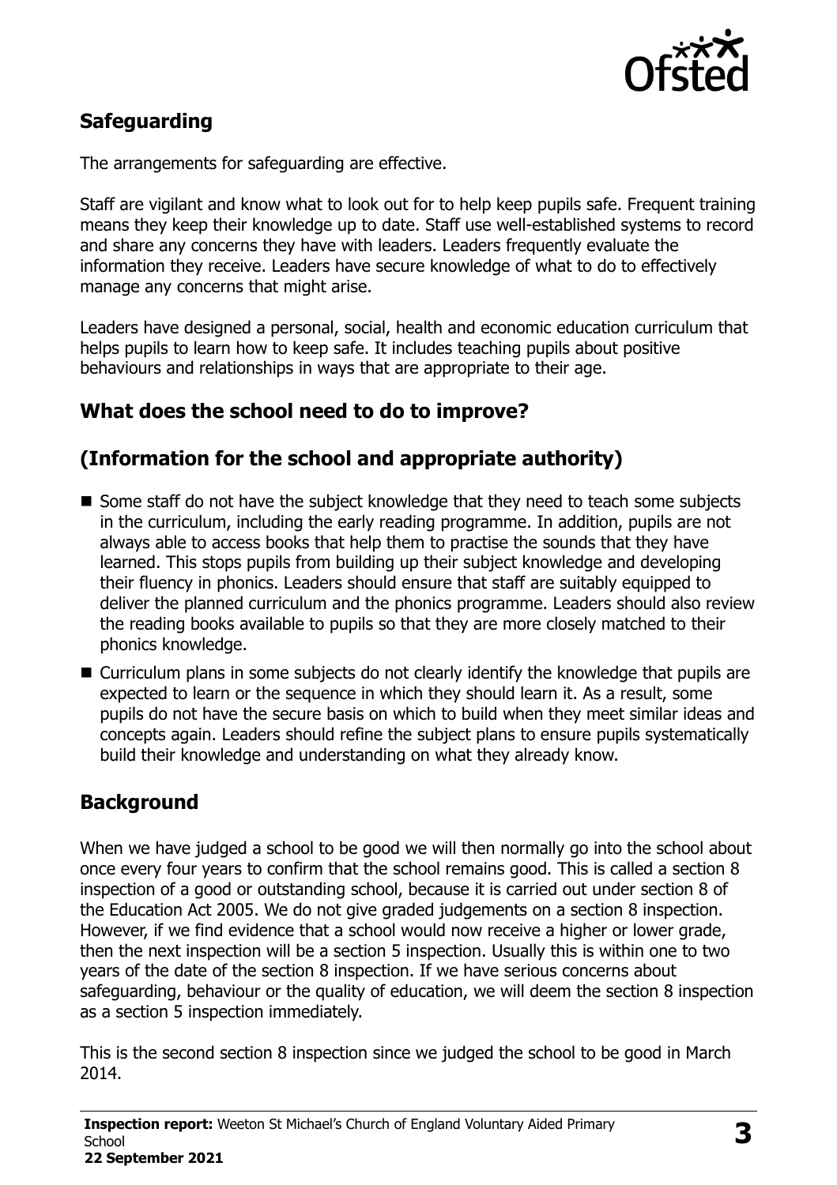## Safeguarding

The arrangements for safeguarding are effective.

Staff are vigilant and know what to look out for to help keep pupils safe. Frequent training means they keep their knowledge up to date. Staff use well-established systems to record and share any concerns they have with leaders. Leaders frequently evaluate the information they receive. Leaders have secure knowledge of what to do to effectively manage any concerns that might arise.

Leaders have designed a personal, social, health and economic education curriculum that helps pupils to learn how to keep safe. It includes teaching pupils about positive behaviours and relationships in ways that are appropriate to their age.

## What does the school need to do to improve?

## (Information for the school and appropriate authority)

- Some staff do not have the subject knowledge that they need to teach some subjects in the curriculum, including the early reading programme. In addition, pupils are not always able to access books that help them to practise the sounds that they have learned. This stops pupils from building up their subject knowledge and developing their fluency in phonics. Leaders should ensure that staff are suitably equipped to deliver the planned curriculum and the phonics programme. Leaders should also review the reading books available to pupils so that they are more closely matched to their phonics knowledge.
- Curriculum plans in some subjects do not clearly identify the knowledge that pupils are expected to learn or the sequence in which they should learn it. As a result, some pupils do not have the secure basis on which to build when they meet similar ideas and concepts again. Leaders should refine the subject plans to ensure pupils systematically build their knowledge and understanding on what they already know.

## Background

When we have judged a school to be good we will then normally go into the school about once every four years to confirm that the school remains good. This is called a section 8 inspection of a good or outstanding school, because it is carried out under section 8 of the Education Act 2005. We do not give graded judgements on a section 8 inspection. However, if we find evidence that a school would now receive a higher or lower grade, then the next inspection will be a section 5 inspection. Usually this is within one to two years of the date of the section 8 inspection. If we have serious concerns about safeguarding, behaviour or the quality of education, we will deem the section 8 inspection as a section 5 inspection immediately.

This is the second section 8 inspection since we judged the school to be good in March 2014.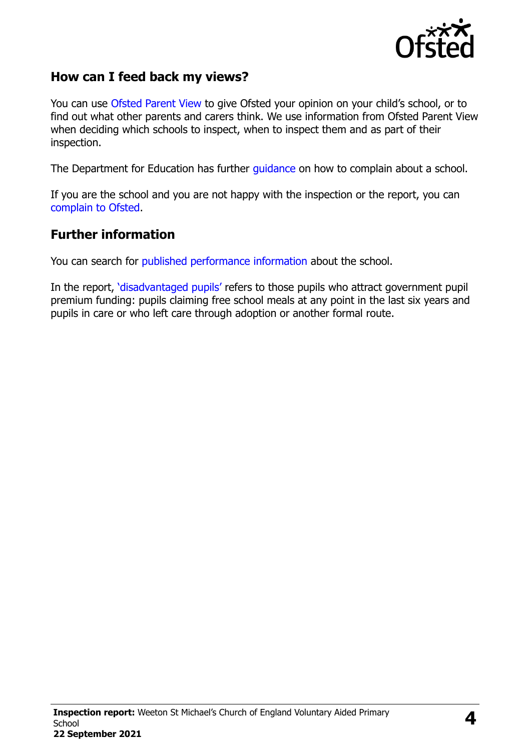## How can I feed back my views?

You can use Ofsted Parent View to give Ofsted your opinion on your child's school, or to find out what other parents and carers think. We use information from Ofsted Parent View when deciding which schools to inspect, when to inspect them and as part of their inspection.

The Department for Education has further guidance on how to complain about a school.

If you are the school and you are not happy with the inspection or the report, you can complain to Ofsted.

## Further information

You can search for published performance information about the school.

In the report, 'disadvantaged pupils' refers to those pupils who attract government pupil premium funding: pupils claiming free school meals at any point in the last six years and pupils in care or who left care through adoption or another formal route.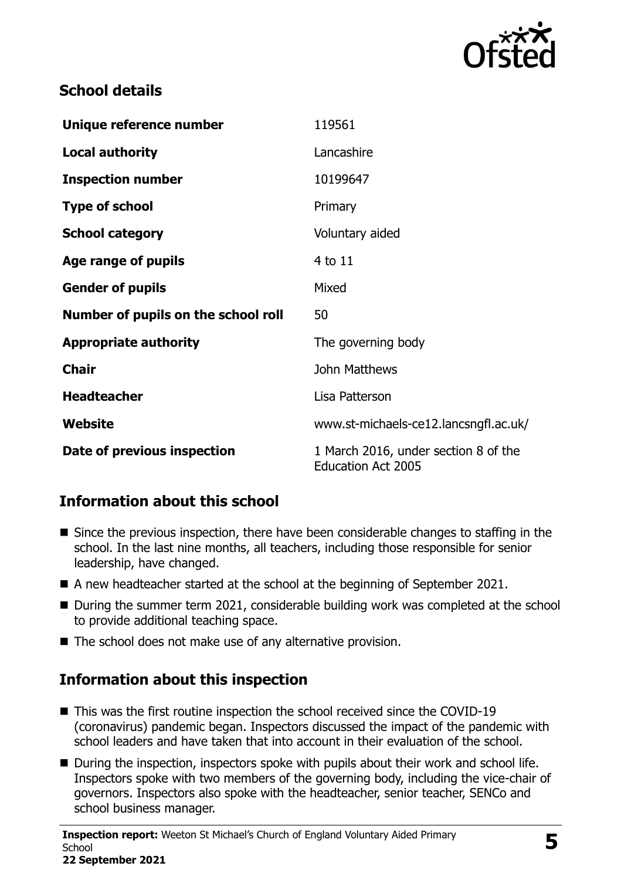## School details

| | |
|---|---|
| **Unique reference number** | 119561 |
| **Local authority** | Lancashire |
| **Inspection number** | 10199647 |
| **Type of school** | Primary |
| **School category** | Voluntary aided |
| **Age range of pupils** | 4 to 11 |
| **Gender of pupils** | Mixed |
| **Number of pupils on the school roll** | 50 |
| **Appropriate authority** | The governing body |
| **Chair** | John Matthews |
| **Headteacher** | Lisa Patterson |
| **Website** | www.st-michaels-ce12.lancsngfl.ac.uk/ |
| **Date of previous inspection** | 1 March 2016, under section 8 of the Education Act 2005 |

## Information about this school

- Since the previous inspection, there have been considerable changes to staffing in the school. In the last nine months, all teachers, including those responsible for senior leadership, have changed.
- A new headteacher started at the school at the beginning of September 2021.
- During the summer term 2021, considerable building work was completed at the school to provide additional teaching space.
- The school does not make use of any alternative provision.

## Information about this inspection

- This was the first routine inspection the school received since the COVID-19 (coronavirus) pandemic began. Inspectors discussed the impact of the pandemic with school leaders and have taken that into account in their evaluation of the school.
- During the inspection, inspectors spoke with pupils about their work and school life. Inspectors spoke with two members of the governing body, including the vice-chair of governors. Inspectors also spoke with the headteacher, senior teacher, SENCo and school business manager.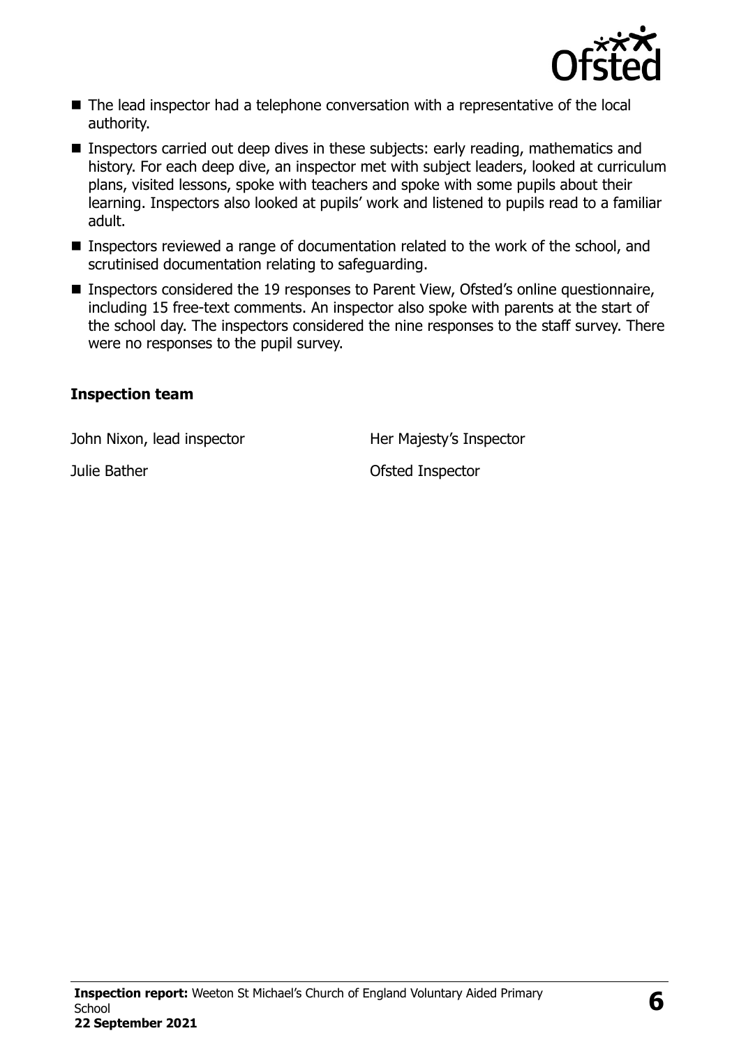- The lead inspector had a telephone conversation with a representative of the local authority.
- Inspectors carried out deep dives in these subjects: early reading, mathematics and history. For each deep dive, an inspector met with subject leaders, looked at curriculum plans, visited lessons, spoke with teachers and spoke with some pupils about their learning. Inspectors also looked at pupils' work and listened to pupils read to a familiar adult.
- Inspectors reviewed a range of documentation related to the work of the school, and scrutinised documentation relating to safeguarding.
- Inspectors considered the 19 responses to Parent View, Ofsted's online questionnaire, including 15 free-text comments. An inspector also spoke with parents at the start of the school day. The inspectors considered the nine responses to the staff survey. There were no responses to the pupil survey.

### Inspection team

| | |
|---|---|
| John Nixon, lead inspector | Her Majesty's Inspector |
| Julie Bather | Ofsted Inspector |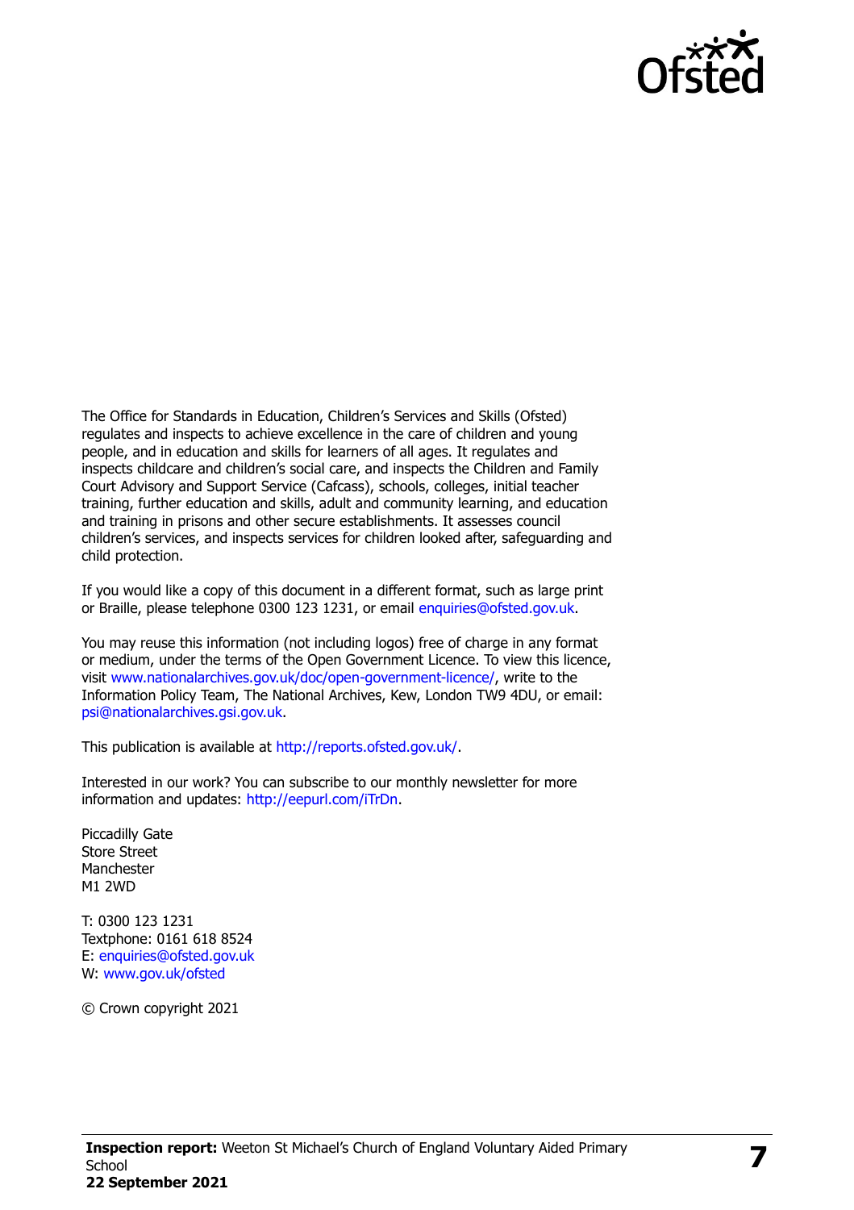The Office for Standards in Education, Children's Services and Skills (Ofsted) regulates and inspects to achieve excellence in the care of children and young people, and in education and skills for learners of all ages. It regulates and inspects childcare and children's social care, and inspects the Children and Family Court Advisory and Support Service (Cafcass), schools, colleges, initial teacher training, further education and skills, adult and community learning, and education and training in prisons and other secure establishments. It assesses council children's services, and inspects services for children looked after, safeguarding and child protection.

If you would like a copy of this document in a different format, such as large print or Braille, please telephone 0300 123 1231, or email enquiries@ofsted.gov.uk.

You may reuse this information (not including logos) free of charge in any format or medium, under the terms of the Open Government Licence. To view this licence, visit www.nationalarchives.gov.uk/doc/open-government-licence/, write to the Information Policy Team, The National Archives, Kew, London TW9 4DU, or email: psi@nationalarchives.gsi.gov.uk.

This publication is available at http://reports.ofsted.gov.uk/.

Interested in our work? You can subscribe to our monthly newsletter for more information and updates: http://eepurl.com/iTrDn.

Piccadilly Gate  
Store Street  
Manchester  
M1 2WD

T: 0300 123 1231  
Textphone: 0161 618 8524  
E: enquiries@ofsted.gov.uk  
W: www.gov.uk/ofsted

© Crown copyright 2021